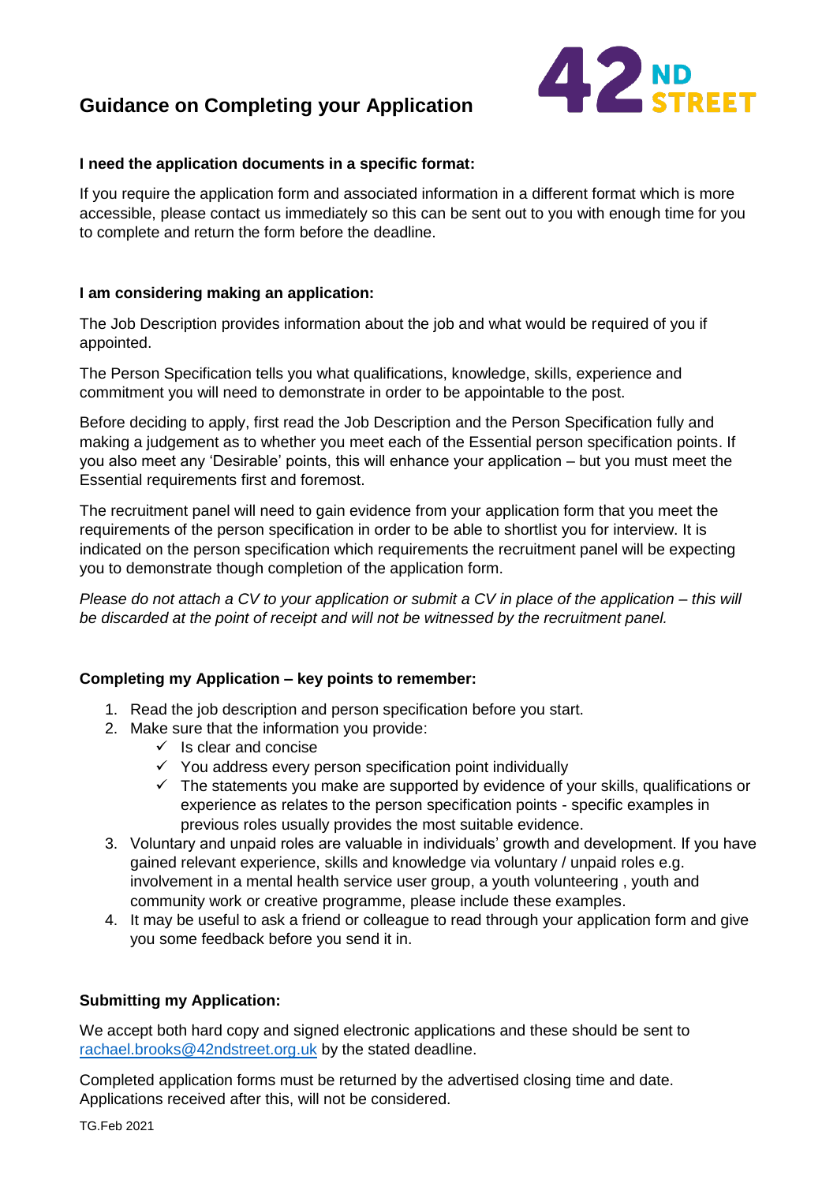# Guidance on Completing your Application

42ND STREET

**I need the application documents in a specific format:**

If you require the application form and associated information in a different format which is more accessible, please contact us immediately so this can be sent out to you with enough time for you to complete and return the form before the deadline.

**I am considering making an application:**

The Job Description provides information about the job and what would be required of you if appointed.

The Person Specification tells you what qualifications, knowledge, skills, experience and commitment you will need to demonstrate in order to be appointable to the post.

Before deciding to apply, first read the Job Description and the Person Specification fully and making a judgement as to whether you meet each of the Essential person specification points. If you also meet any 'Desirable' points, this will enhance your application – but you must meet the Essential requirements first and foremost.

The recruitment panel will need to gain evidence from your application form that you meet the requirements of the person specification in order to be able to shortlist you for interview. It is indicated on the person specification which requirements the recruitment panel will be expecting you to demonstrate though completion of the application form.

*Please do not attach a CV to your application or submit a CV in place of the application – this will be discarded at the point of receipt and will not be witnessed by the recruitment panel.*

**Completing my Application – key points to remember:**

1. Read the job description and person specification before you start.
2. Make sure that the information you provide:
   - ✓ Is clear and concise
   - ✓ You address every person specification point individually
   - ✓ The statements you make are supported by evidence of your skills, qualifications or experience as relates to the person specification points - specific examples in previous roles usually provides the most suitable evidence.
3. Voluntary and unpaid roles are valuable in individuals' growth and development. If you have gained relevant experience, skills and knowledge via voluntary / unpaid roles e.g. involvement in a mental health service user group, a youth volunteering , youth and community work or creative programme, please include these examples.
4. It may be useful to ask a friend or colleague to read through your application form and give you some feedback before you send it in.

**Submitting my Application:**

We accept both hard copy and signed electronic applications and these should be sent to [rachael.brooks@42ndstreet.org.uk](mailto:rachael.brooks@42ndstreet.org.uk) by the stated deadline.

Completed application forms must be returned by the advertised closing time and date. Applications received after this, will not be considered.

TG.Feb 2021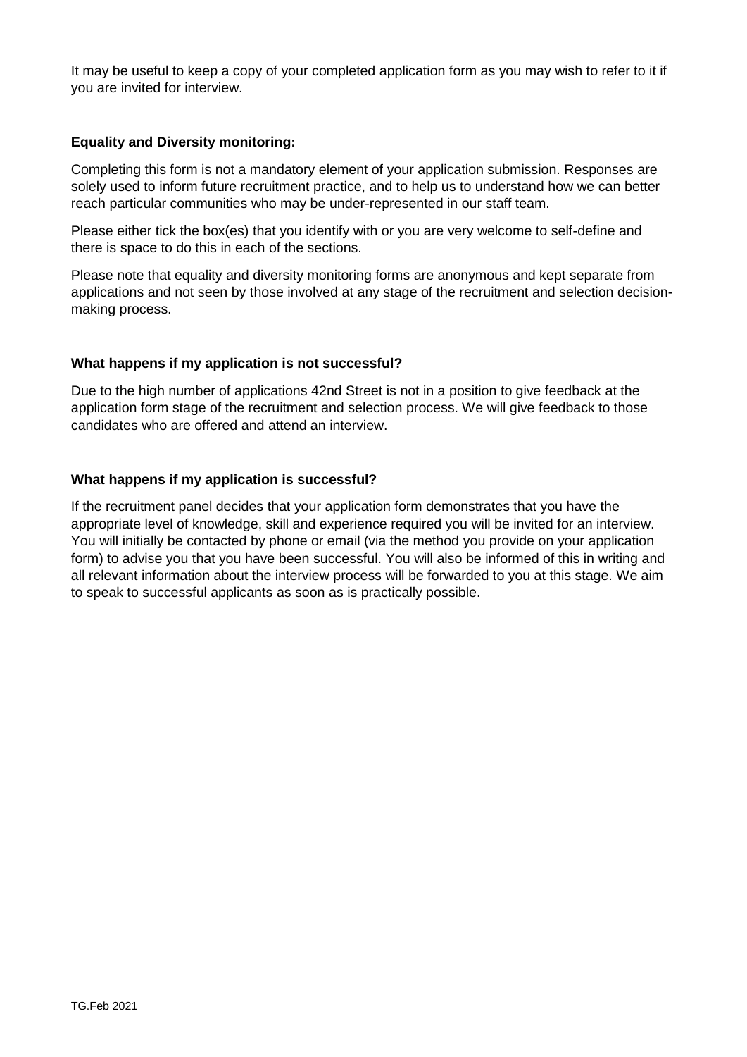It may be useful to keep a copy of your completed application form as you may wish to refer to it if you are invited for interview.

**Equality and Diversity monitoring:**

Completing this form is not a mandatory element of your application submission. Responses are solely used to inform future recruitment practice, and to help us to understand how we can better reach particular communities who may be under-represented in our staff team.

Please either tick the box(es) that you identify with or you are very welcome to self-define and there is space to do this in each of the sections.

Please note that equality and diversity monitoring forms are anonymous and kept separate from applications and not seen by those involved at any stage of the recruitment and selection decision-making process.

**What happens if my application is not successful?**

Due to the high number of applications 42nd Street is not in a position to give feedback at the application form stage of the recruitment and selection process. We will give feedback to those candidates who are offered and attend an interview.

**What happens if my application is successful?**

If the recruitment panel decides that your application form demonstrates that you have the appropriate level of knowledge, skill and experience required you will be invited for an interview. You will initially be contacted by phone or email (via the method you provide on your application form) to advise you that you have been successful. You will also be informed of this in writing and all relevant information about the interview process will be forwarded to you at this stage. We aim to speak to successful applicants as soon as is practically possible.

TG.Feb 2021